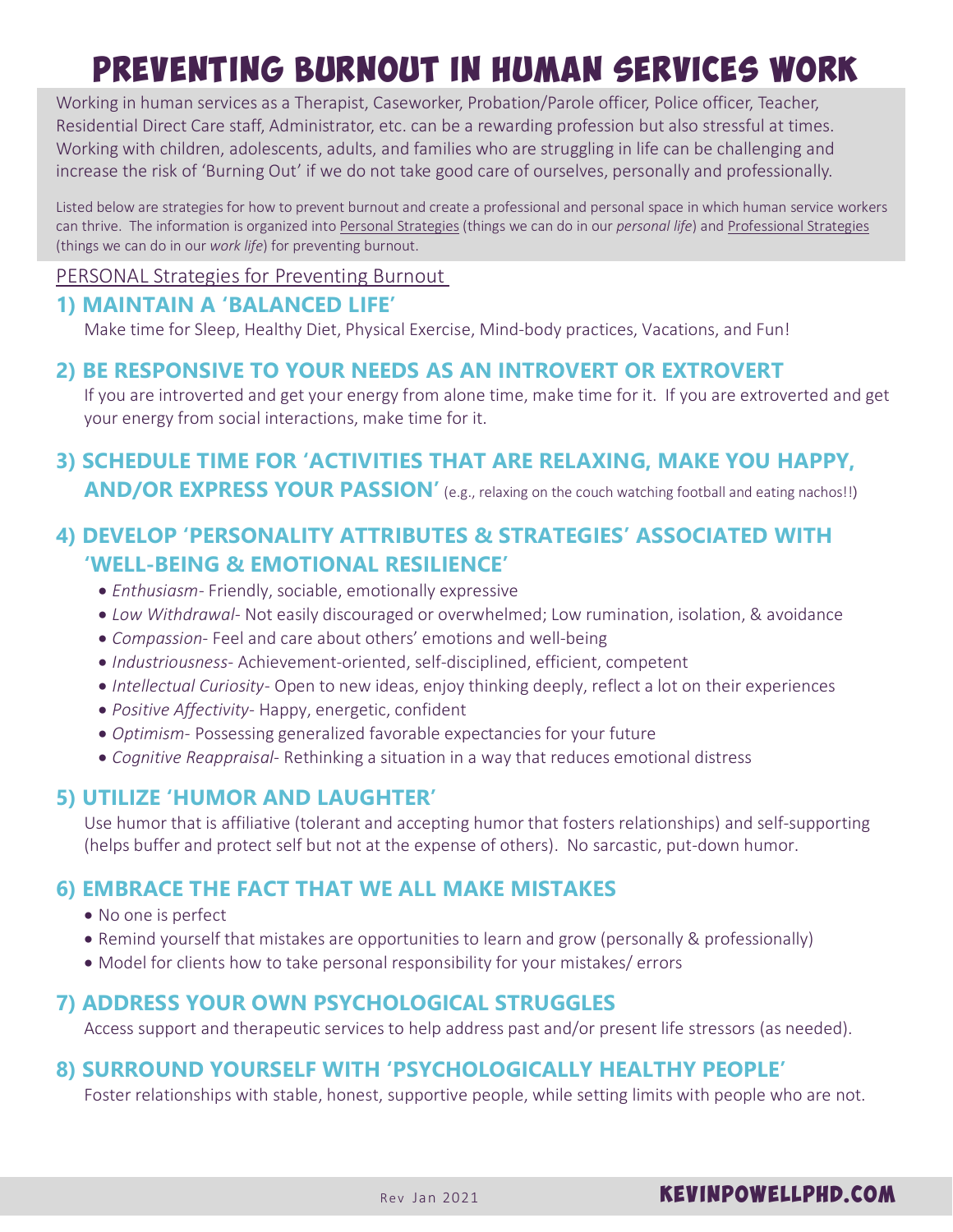# PREVENTING BURNOUT IN HUMAN SERVICES WORK

Working in human services as a Therapist, Caseworker, Probation/Parole officer, Police officer, Teacher, Residential Direct Care staff, Administrator, etc. can be a rewarding profession but also stressful at times. Working with children, adolescents, adults, and families who are struggling in life can be challenging and increase the risk of 'Burning Out' if we do not take good care of ourselves, personally and professionally.

Listed below are strategies for how to prevent burnout and create a professional and personal space in which human service workers can thrive. The information is organized into Personal Strategies (things we can do in our *personal life*) and Professional Strategies (things we can do in our *work life*) for preventing burnout.

## PERSONAL Strategies for Preventing Burnout

### 1) MAINTAIN A 'BALANCED LIFE'

Make time for Sleep, Healthy Diet, Physical Exercise, Mind-body practices, Vacations, and Fun!

### 2) BE RESPONSIVE TO YOUR NEEDS AS AN INTROVERT OR EXTROVERT

If you are introverted and get your energy from alone time, make time for it. If you are extroverted and get your energy from social interactions, make time for it.

### 3) SCHEDULE TIME FOR 'ACTIVITIES THAT ARE RELAXING, MAKE YOU HAPPY, AND/OR EXPRESS YOUR PASSION' (e.g., relaxing on the couch watching football and eating nachos!!)

### 4) DEVELOP 'PERSONALITY ATTRIBUTES & STRATEGIES' ASSOCIATED WITH 'WELL-BEING & EMOTIONAL RESILIENCE'

- *Enthusiasm*- Friendly, sociable, emotionally expressive
- *Low Withdrawal*- Not easily discouraged or overwhelmed; Low rumination, isolation, & avoidance
- *Compassion*- Feel and care about others' emotions and well-being
- *Industriousness*- Achievement-oriented, self-disciplined, efficient, competent
- *Intellectual Curiosity*- Open to new ideas, enjoy thinking deeply, reflect a lot on their experiences
- *Positive Affectivity*- Happy, energetic, confident
- *Optimism*- Possessing generalized favorable expectancies for your future
- *Cognitive Reappraisal*- Rethinking a situation in a way that reduces emotional distress

### 5) UTILIZE 'HUMOR AND LAUGHTER'

Use humor that is affiliative (tolerant and accepting humor that fosters relationships) and self-supporting (helps buffer and protect self but not at the expense of others). No sarcastic, put-down humor.

### 6) EMBRACE THE FACT THAT WE ALL MAKE MISTAKES

- No one is perfect
- Remind yourself that mistakes are opportunities to learn and grow (personally & professionally)
- Model for clients how to take personal responsibility for your mistakes/ errors

### 7) ADDRESS YOUR OWN PSYCHOLOGICAL STRUGGLES

Access support and therapeutic services to help address past and/or present life stressors (as needed).

### 8) SURROUND YOURSELF WITH 'PSYCHOLOGICALLY HEALTHY PEOPLE'

Foster relationships with stable, honest, supportive people, while setting limits with people who are not.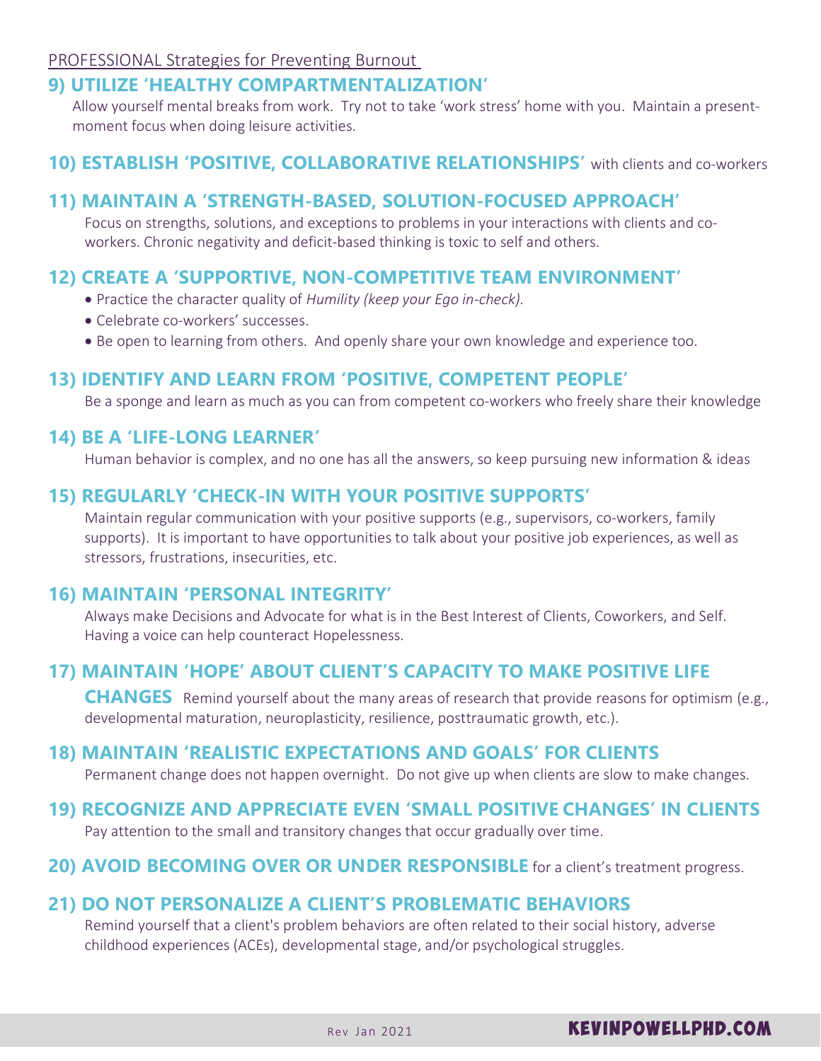PROFESSIONAL Strategies for Preventing Burnout

## 9) UTILIZE 'HEALTHY COMPARTMENTALIZATION'

Allow yourself mental breaks from work. Try not to take 'work stress' home with you. Maintain a present-moment focus when doing leisure activities.

## 10) ESTABLISH 'POSITIVE, COLLABORATIVE RELATIONSHIPS' with clients and co-workers

## 11) MAINTAIN A 'STRENGTH-BASED, SOLUTION-FOCUSED APPROACH'

Focus on strengths, solutions, and exceptions to problems in your interactions with clients and co-workers. Chronic negativity and deficit-based thinking is toxic to self and others.

## 12) CREATE A 'SUPPORTIVE, NON-COMPETITIVE TEAM ENVIRONMENT'

- Practice the character quality of *Humility (keep your Ego in-check).*
- Celebrate co-workers' successes.
- Be open to learning from others. And openly share your own knowledge and experience too.

## 13) IDENTIFY AND LEARN FROM 'POSITIVE, COMPETENT PEOPLE'

Be a sponge and learn as much as you can from competent co-workers who freely share their knowledge

## 14) BE A 'LIFE-LONG LEARNER'

Human behavior is complex, and no one has all the answers, so keep pursuing new information & ideas

## 15) REGULARLY 'CHECK-IN WITH YOUR POSITIVE SUPPORTS'

Maintain regular communication with your positive supports (e.g., supervisors, co-workers, family supports). It is important to have opportunities to talk about your positive job experiences, as well as stressors, frustrations, insecurities, etc.

## 16) MAINTAIN 'PERSONAL INTEGRITY'

Always make Decisions and Advocate for what is in the Best Interest of Clients, Coworkers, and Self. Having a voice can help counteract Hopelessness.

## 17) MAINTAIN 'HOPE' ABOUT CLIENT'S CAPACITY TO MAKE POSITIVE LIFE CHANGES

Remind yourself about the many areas of research that provide reasons for optimism (e.g., developmental maturation, neuroplasticity, resilience, posttraumatic growth, etc.).

## 18) MAINTAIN 'REALISTIC EXPECTATIONS AND GOALS' FOR CLIENTS

Permanent change does not happen overnight. Do not give up when clients are slow to make changes.

## 19) RECOGNIZE AND APPRECIATE EVEN 'SMALL POSITIVE CHANGES' IN CLIENTS

Pay attention to the small and transitory changes that occur gradually over time.

## 20) AVOID BECOMING OVER OR UNDER RESPONSIBLE for a client's treatment progress.

## 21) DO NOT PERSONALIZE A CLIENT'S PROBLEMATIC BEHAVIORS

Remind yourself that a client's problem behaviors are often related to their social history, adverse childhood experiences (ACEs), developmental stage, and/or psychological struggles.

Rev Jan 2021

KEVINPOWELLPHD.COM